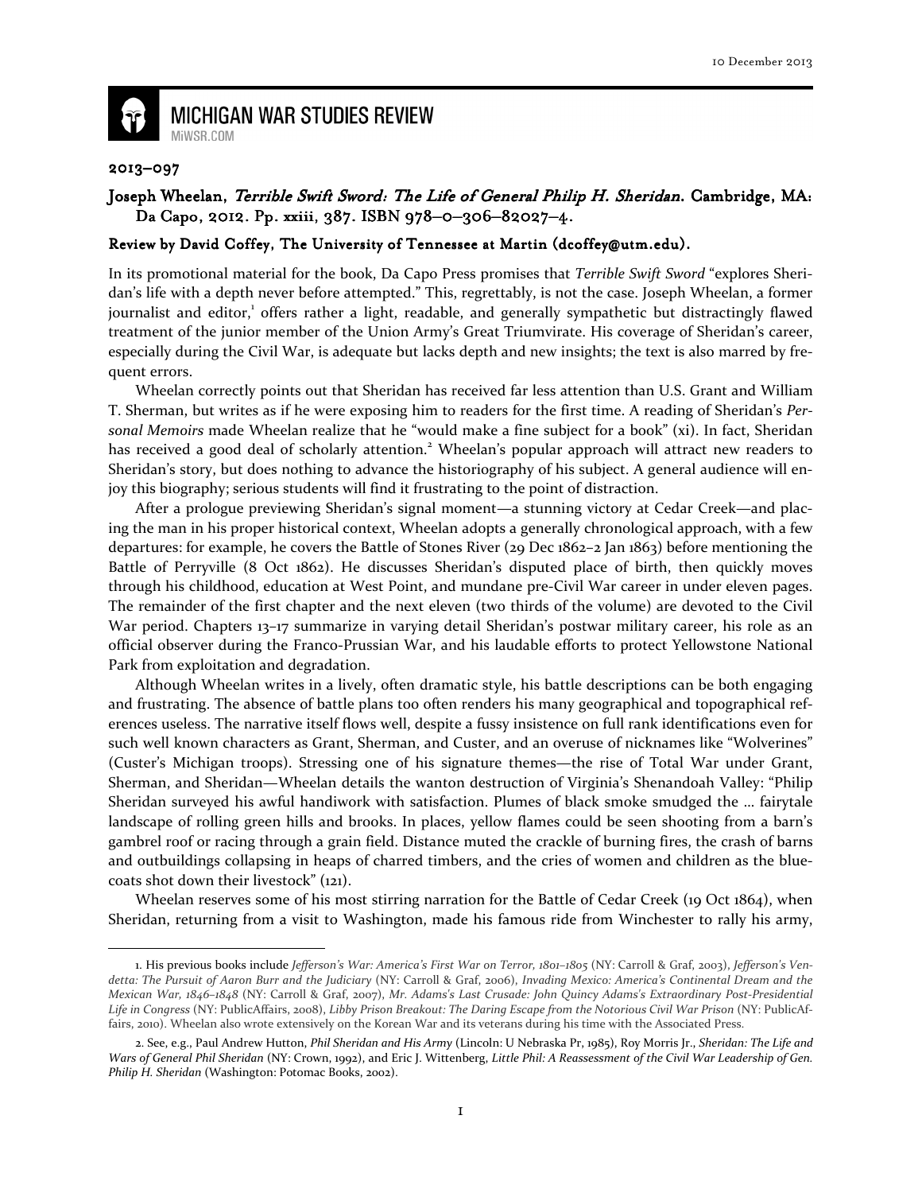2013–097

## Joseph Wheelan, *Terrible Swift Sword: The Life of General Philip H. Sheridan*. Cambridge, MA: Da Capo, 2012. Pp. xxiii, 387. ISBN 978–0–306–82027–4.

### Review by David Coffey, The University of Tennessee at Martin (dcoffey@utm.edu).

In its promotional material for the book, Da Capo Press promises that *Terrible Swift Sword* "explores Sheridan's life with a depth never before attempted." This, regrettably, is not the case. Joseph Wheelan, a former journalist and editor,[1] offers rather a light, readable, and generally sympathetic but distractingly flawed treatment of the junior member of the Union Army's Great Triumvirate. His coverage of Sheridan's career, especially during the Civil War, is adequate but lacks depth and new insights; the text is also marred by frequent errors.

Wheelan correctly points out that Sheridan has received far less attention than U.S. Grant and William T. Sherman, but writes as if he were exposing him to readers for the first time. A reading of Sheridan's *Personal Memoirs* made Wheelan realize that he "would make a fine subject for a book" (xi). In fact, Sheridan has received a good deal of scholarly attention.[2] Wheelan's popular approach will attract new readers to Sheridan's story, but does nothing to advance the historiography of his subject. A general audience will enjoy this biography; serious students will find it frustrating to the point of distraction.

After a prologue previewing Sheridan's signal moment—a stunning victory at Cedar Creek—and placing the man in his proper historical context, Wheelan adopts a generally chronological approach, with a few departures: for example, he covers the Battle of Stones River (29 Dec 1862–2 Jan 1863) before mentioning the Battle of Perryville (8 Oct 1862). He discusses Sheridan's disputed place of birth, then quickly moves through his childhood, education at West Point, and mundane pre-Civil War career in under eleven pages. The remainder of the first chapter and the next eleven (two thirds of the volume) are devoted to the Civil War period. Chapters 13–17 summarize in varying detail Sheridan's postwar military career, his role as an official observer during the Franco-Prussian War, and his laudable efforts to protect Yellowstone National Park from exploitation and degradation.

Although Wheelan writes in a lively, often dramatic style, his battle descriptions can be both engaging and frustrating. The absence of battle plans too often renders his many geographical and topographical references useless. The narrative itself flows well, despite a fussy insistence on full rank identifications even for such well known characters as Grant, Sherman, and Custer, and an overuse of nicknames like "Wolverines" (Custer's Michigan troops). Stressing one of his signature themes—the rise of Total War under Grant, Sherman, and Sheridan—Wheelan details the wanton destruction of Virginia's Shenandoah Valley: "Philip Sheridan surveyed his awful handiwork with satisfaction. Plumes of black smoke smudged the … fairytale landscape of rolling green hills and brooks. In places, yellow flames could be seen shooting from a barn's gambrel roof or racing through a grain field. Distance muted the crackle of burning fires, the crash of barns and outbuildings collapsing in heaps of charred timbers, and the cries of women and children as the bluecoats shot down their livestock" (121).

Wheelan reserves some of his most stirring narration for the Battle of Cedar Creek (19 Oct 1864), when Sheridan, returning from a visit to Washington, made his famous ride from Winchester to rally his army,

---

1. His previous books include *Jefferson's War: America's First War on Terror, 1801–1805* (NY: Carroll & Graf, 2003), *Jefferson's Vendetta: The Pursuit of Aaron Burr and the Judiciary* (NY: Carroll & Graf, 2006), *Invading Mexico: America's Continental Dream and the Mexican War, 1846–1848* (NY: Carroll & Graf, 2007), *Mr. Adams's Last Crusade: John Quincy Adams's Extraordinary Post-Presidential Life in Congress* (NY: PublicAffairs, 2008), *Libby Prison Breakout: The Daring Escape from the Notorious Civil War Prison* (NY: PublicAffairs, 2010). Wheelan also wrote extensively on the Korean War and its veterans during his time with the Associated Press.

2. See, e.g., Paul Andrew Hutton, *Phil Sheridan and His Army* (Lincoln: U Nebraska Pr, 1985), Roy Morris Jr., *Sheridan: The Life and Wars of General Phil Sheridan* (NY: Crown, 1992), and Eric J. Wittenberg, *Little Phil: A Reassessment of the Civil War Leadership of Gen. Philip H. Sheridan* (Washington: Potomac Books, 2002).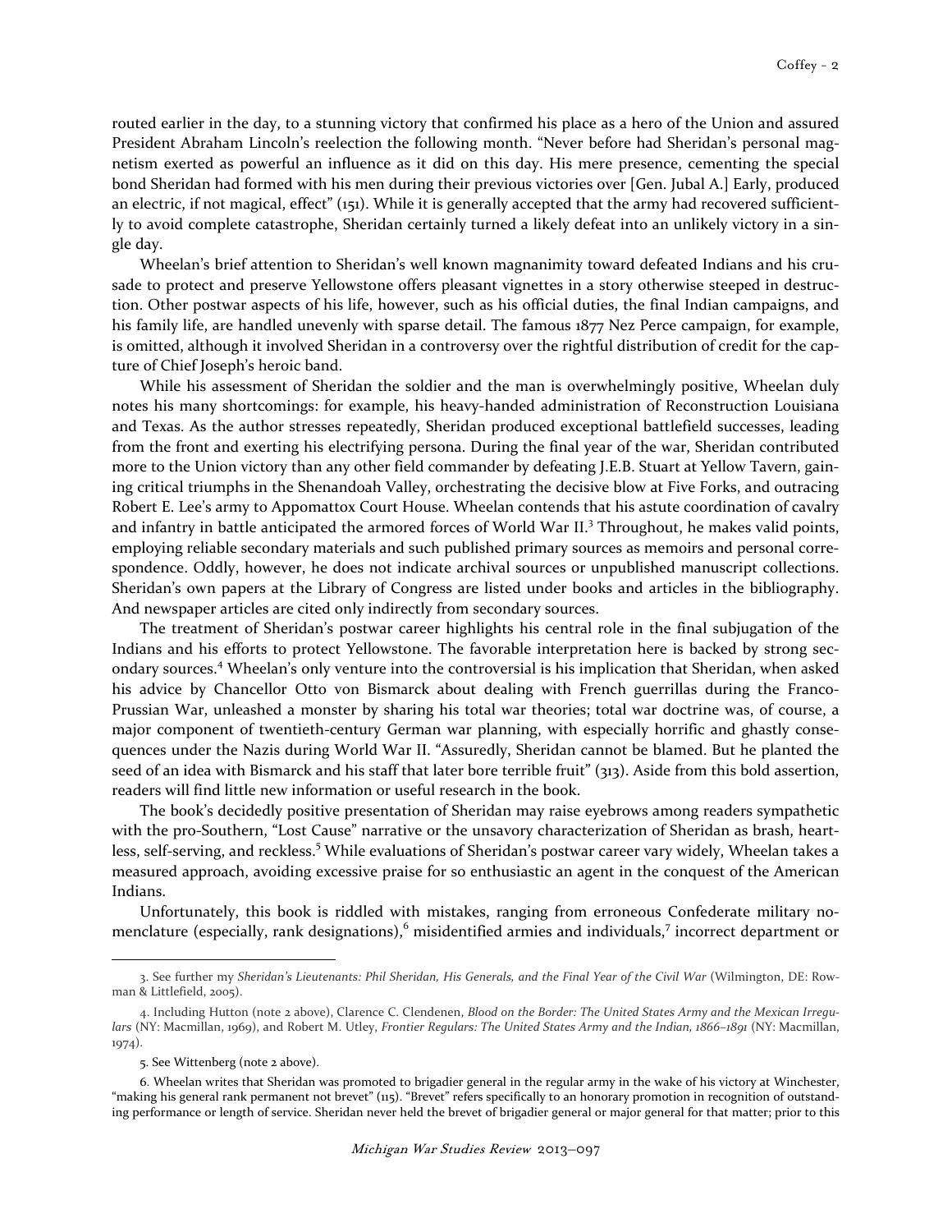routed earlier in the day, to a stunning victory that confirmed his place as a hero of the Union and assured President Abraham Lincoln's reelection the following month. "Never before had Sheridan's personal magnetism exerted as powerful an influence as it did on this day. His mere presence, cementing the special bond Sheridan had formed with his men during their previous victories over [Gen. Jubal A.] Early, produced an electric, if not magical, effect" (151). While it is generally accepted that the army had recovered sufficiently to avoid complete catastrophe, Sheridan certainly turned a likely defeat into an unlikely victory in a single day.

Wheelan's brief attention to Sheridan's well known magnanimity toward defeated Indians and his crusade to protect and preserve Yellowstone offers pleasant vignettes in a story otherwise steeped in destruction. Other postwar aspects of his life, however, such as his official duties, the final Indian campaigns, and his family life, are handled unevenly with sparse detail. The famous 1877 Nez Perce campaign, for example, is omitted, although it involved Sheridan in a controversy over the rightful distribution of credit for the capture of Chief Joseph's heroic band.

While his assessment of Sheridan the soldier and the man is overwhelmingly positive, Wheelan duly notes his many shortcomings: for example, his heavy-handed administration of Reconstruction Louisiana and Texas. As the author stresses repeatedly, Sheridan produced exceptional battlefield successes, leading from the front and exerting his electrifying persona. During the final year of the war, Sheridan contributed more to the Union victory than any other field commander by defeating J.E.B. Stuart at Yellow Tavern, gaining critical triumphs in the Shenandoah Valley, orchestrating the decisive blow at Five Forks, and outracing Robert E. Lee's army to Appomattox Court House. Wheelan contends that his astute coordination of cavalry and infantry in battle anticipated the armored forces of World War II.[3] Throughout, he makes valid points, employing reliable secondary materials and such published primary sources as memoirs and personal correspondence. Oddly, however, he does not indicate archival sources or unpublished manuscript collections. Sheridan's own papers at the Library of Congress are listed under books and articles in the bibliography. And newspaper articles are cited only indirectly from secondary sources.

The treatment of Sheridan's postwar career highlights his central role in the final subjugation of the Indians and his efforts to protect Yellowstone. The favorable interpretation here is backed by strong secondary sources.[4] Wheelan's only venture into the controversial is his implication that Sheridan, when asked his advice by Chancellor Otto von Bismarck about dealing with French guerrillas during the Franco-Prussian War, unleashed a monster by sharing his total war theories; total war doctrine was, of course, a major component of twentieth-century German war planning, with especially horrific and ghastly consequences under the Nazis during World War II. "Assuredly, Sheridan cannot be blamed. But he planted the seed of an idea with Bismarck and his staff that later bore terrible fruit" (313). Aside from this bold assertion, readers will find little new information or useful research in the book.

The book's decidedly positive presentation of Sheridan may raise eyebrows among readers sympathetic with the pro-Southern, "Lost Cause" narrative or the unsavory characterization of Sheridan as brash, heartless, self-serving, and reckless.[5] While evaluations of Sheridan's postwar career vary widely, Wheelan takes a measured approach, avoiding excessive praise for so enthusiastic an agent in the conquest of the American Indians.

Unfortunately, this book is riddled with mistakes, ranging from erroneous Confederate military nomenclature (especially, rank designations),[6] misidentified armies and individuals,[7] incorrect department or

---

3. See further my *Sheridan's Lieutenants: Phil Sheridan, His Generals, and the Final Year of the Civil War* (Wilmington, DE: Rowman & Littlefield, 2005).

4. Including Hutton (note 2 above), Clarence C. Clendenen, *Blood on the Border: The United States Army and the Mexican Irregulars* (NY: Macmillan, 1969), and Robert M. Utley, *Frontier Regulars: The United States Army and the Indian, 1866–1891* (NY: Macmillan, 1974).

5. See Wittenberg (note 2 above).

6. Wheelan writes that Sheridan was promoted to brigadier general in the regular army in the wake of his victory at Winchester, "making his general rank permanent not brevet" (115). "Brevet" refers specifically to an honorary promotion in recognition of outstanding performance or length of service. Sheridan never held the brevet of brigadier general or major general for that matter; prior to this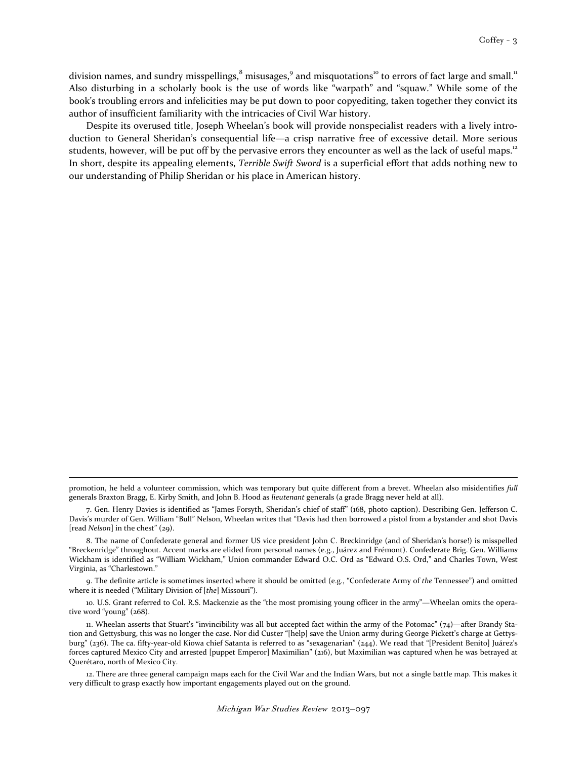division names, and sundry misspellings,[8] misusages,[9] and misquotations[10] to errors of fact large and small.[11] Also disturbing in a scholarly book is the use of words like "warpath" and "squaw." While some of the book's troubling errors and infelicities may be put down to poor copyediting, taken together they convict its author of insufficient familiarity with the intricacies of Civil War history.

Despite its overused title, Joseph Wheelan's book will provide nonspecialist readers with a lively introduction to General Sheridan's consequential life—a crisp narrative free of excessive detail. More serious students, however, will be put off by the pervasive errors they encounter as well as the lack of useful maps.[12] In short, despite its appealing elements, *Terrible Swift Sword* is a superficial effort that adds nothing new to our understanding of Philip Sheridan or his place in American history.

---

promotion, he held a volunteer commission, which was temporary but quite different from a brevet. Wheelan also misidentifies *full* generals Braxton Bragg, E. Kirby Smith, and John B. Hood as *lieutenant* generals (a grade Bragg never held at all).

7. Gen. Henry Davies is identified as "James Forsyth, Sheridan's chief of staff" (168, photo caption). Describing Gen. Jefferson C. Davis's murder of Gen. William "Bull" Nelson, Wheelan writes that "Davis had then borrowed a pistol from a bystander and shot Davis [read *Nelson*] in the chest" (29).

8. The name of Confederate general and former US vice president John C. Breckinridge (and of Sheridan's horse!) is misspelled "Breckenridge" throughout. Accent marks are elided from personal names (e.g., Juárez and Frémont). Confederate Brig. Gen. William*s* Wickham is identified as "William Wickham," Union commander Edward O.C. Ord as "Edward O.S. Ord," and Charles Town, West Virginia, as "Charlestown."

9. The definite article is sometimes inserted where it should be omitted (e.g., "Confederate Army of *the* Tennessee") and omitted where it is needed ("Military Division of [*the*] Missouri").

10. U.S. Grant referred to Col. R.S. Mackenzie as the "the most promising young officer in the army"—Wheelan omits the operative word "young" (268).

11. Wheelan asserts that Stuart's "invincibility was all but accepted fact within the army of the Potomac" (74)—after Brandy Station and Gettysburg, this was no longer the case. Nor did Custer "[help] save the Union army during George Pickett's charge at Gettysburg" (236). The ca. fifty-year-old Kiowa chief Satanta is referred to as "sexagenarian" (244). We read that "[President Benito] Juárez's forces captured Mexico City and arrested [puppet Emperor] Maximilian" (216), but Maximilian was captured when he was betrayed at Querétaro, north of Mexico City.

12. There are three general campaign maps each for the Civil War and the Indian Wars, but not a single battle map. This makes it very difficult to grasp exactly how important engagements played out on the ground.